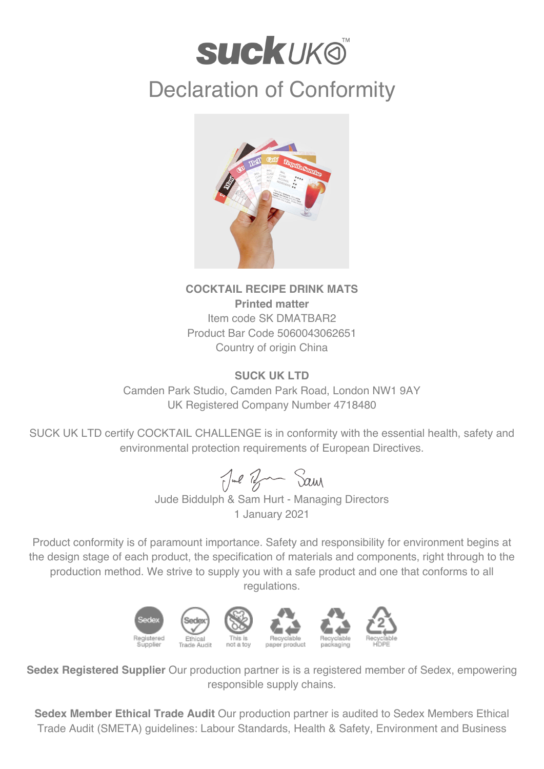# suck UK™

## Declaration of Conformity

**COCKTAIL RECIPE DRINK MATS**
**Printed matter**
Item code SK DMATBAR2
Product Bar Code 5060043062651
Country of origin China

**SUCK UK LTD**
Camden Park Studio, Camden Park Road, London NW1 9AY
UK Registered Company Number 4718480

SUCK UK LTD certify COCKTAIL CHALLENGE is in conformity with the essential health, safety and environmental protection requirements of European Directives.

Jude Biddulph & Sam Hurt - Managing Directors
1 January 2021

Product conformity is of paramount importance. Safety and responsibility for environment begins at the design stage of each product, the specification of materials and components, right through to the production method. We strive to supply you with a safe product and one that conforms to all regulations.

Registered Supplier | Ethical Trade Audit | This is not a toy | Recyclable paper product | Recyclable packaging | Recyclable HDPE

**Sedex Registered Supplier** Our production partner is is a registered member of Sedex, empowering responsible supply chains.

**Sedex Member Ethical Trade Audit** Our production partner is audited to Sedex Members Ethical Trade Audit (SMETA) guidelines: Labour Standards, Health & Safety, Environment and Business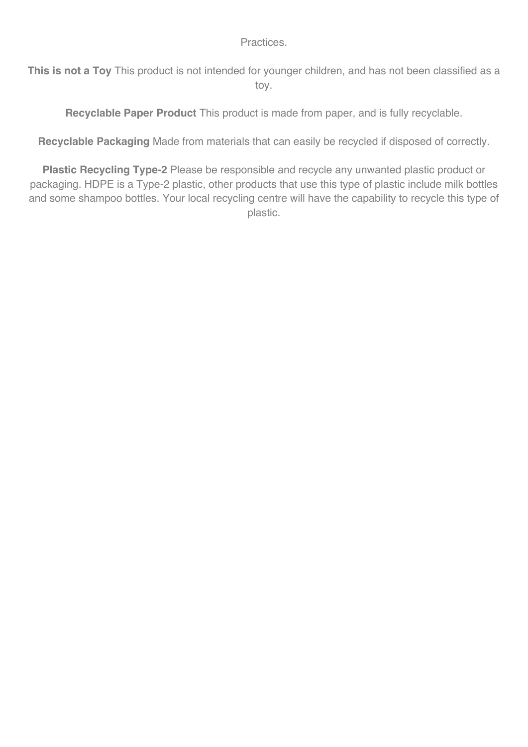Practices.

**This is not a Toy** This product is not intended for younger children, and has not been classified as a toy.

**Recyclable Paper Product** This product is made from paper, and is fully recyclable.

**Recyclable Packaging** Made from materials that can easily be recycled if disposed of correctly.

**Plastic Recycling Type-2** Please be responsible and recycle any unwanted plastic product or packaging. HDPE is a Type-2 plastic, other products that use this type of plastic include milk bottles and some shampoo bottles. Your local recycling centre will have the capability to recycle this type of plastic.